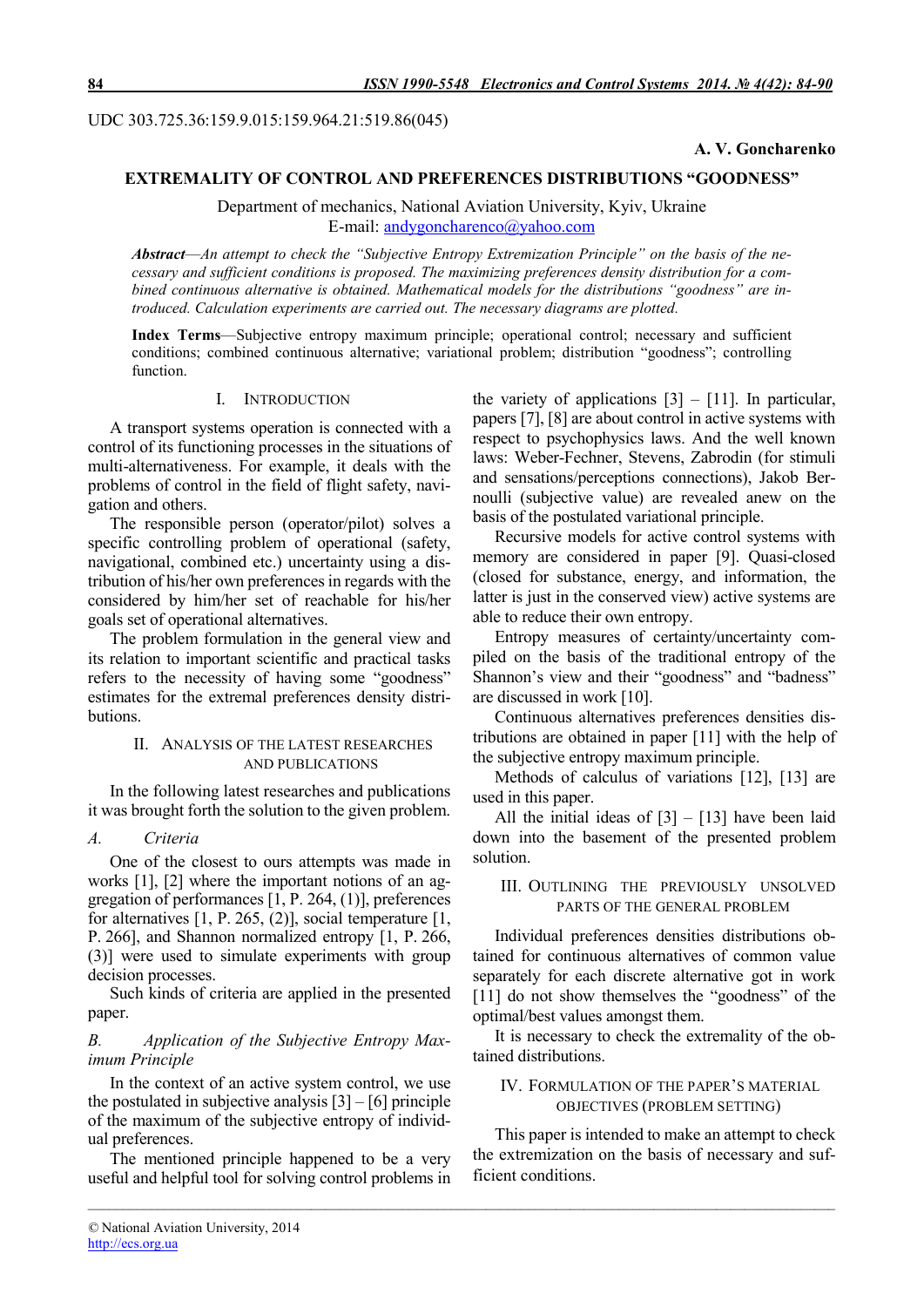UDC 303.725.36:159.9.015:159.964.21:519.86(045)

**A. V. Goncharenko**

# EXTREMALITY OF CONTROL AND PREFERENCES DISTRIBUTIONS "GOODNESS"

Department of mechanics, National Aviation University, Kyiv, Ukraine
E-mail: andygoncharenco@yahoo.com

***Abstract****—An attempt to check the "Subjective Entropy Extremization Principle" on the basis of the necessary and sufficient conditions is proposed. The maximizing preferences density distribution for a combined continuous alternative is obtained. Mathematical models for the distributions "goodness" are introduced. Calculation experiments are carried out. The necessary diagrams are plotted.*

**Index Terms**—Subjective entropy maximum principle; operational control; necessary and sufficient conditions; combined continuous alternative; variational problem; distribution "goodness"; controlling function.

## I. INTRODUCTION

A transport systems operation is connected with a control of its functioning processes in the situations of multi-alternativeness. For example, it deals with the problems of control in the field of flight safety, navigation and others.

The responsible person (operator/pilot) solves a specific controlling problem of operational (safety, navigational, combined etc.) uncertainty using a distribution of his/her own preferences in regards with the considered by him/her set of reachable for his/her goals set of operational alternatives.

The problem formulation in the general view and its relation to important scientific and practical tasks refers to the necessity of having some "goodness" estimates for the extremal preferences density distributions.

## II. ANALYSIS OF THE LATEST RESEARCHES AND PUBLICATIONS

In the following latest researches and publications it was brought forth the solution to the given problem.

### *A. Criteria*

One of the closest to ours attempts was made in works [1], [2] where the important notions of an aggregation of performances [1, P. 264, (1)], preferences for alternatives [1, P. 265, (2)], social temperature [1, P. 266], and Shannon normalized entropy [1, P. 266, (3)] were used to simulate experiments with group decision processes.

Such kinds of criteria are applied in the presented paper.

### *B. Application of the Subjective Entropy Maximum Principle*

In the context of an active system control, we use the postulated in subjective analysis [3] – [6] principle of the maximum of the subjective entropy of individual preferences.

The mentioned principle happened to be a very useful and helpful tool for solving control problems in the variety of applications [3] – [11]. In particular, papers [7], [8] are about control in active systems with respect to psychophysics laws. And the well known laws: Weber-Fechner, Stevens, Zabrodin (for stimuli and sensations/perceptions connections), Jakob Bernoulli (subjective value) are revealed anew on the basis of the postulated variational principle.

Recursive models for active control systems with memory are considered in paper [9]. Quasi-closed (closed for substance, energy, and information, the latter is just in the conserved view) active systems are able to reduce their own entropy.

Entropy measures of certainty/uncertainty compiled on the basis of the traditional entropy of the Shannon's view and their "goodness" and "badness" are discussed in work [10].

Continuous alternatives preferences densities distributions are obtained in paper [11] with the help of the subjective entropy maximum principle.

Methods of calculus of variations [12], [13] are used in this paper.

All the initial ideas of [3] – [13] have been laid down into the basement of the presented problem solution.

## III. OUTLINING THE PREVIOUSLY UNSOLVED PARTS OF THE GENERAL PROBLEM

Individual preferences densities distributions obtained for continuous alternatives of common value separately for each discrete alternative got in work [11] do not show themselves the "goodness" of the optimal/best values amongst them.

It is necessary to check the extremality of the obtained distributions.

## IV. FORMULATION OF THE PAPER'S MATERIAL OBJECTIVES (PROBLEM SETTING)

This paper is intended to make an attempt to check the extremization on the basis of necessary and sufficient conditions.

© National Aviation University, 2014
http://ecs.org.ua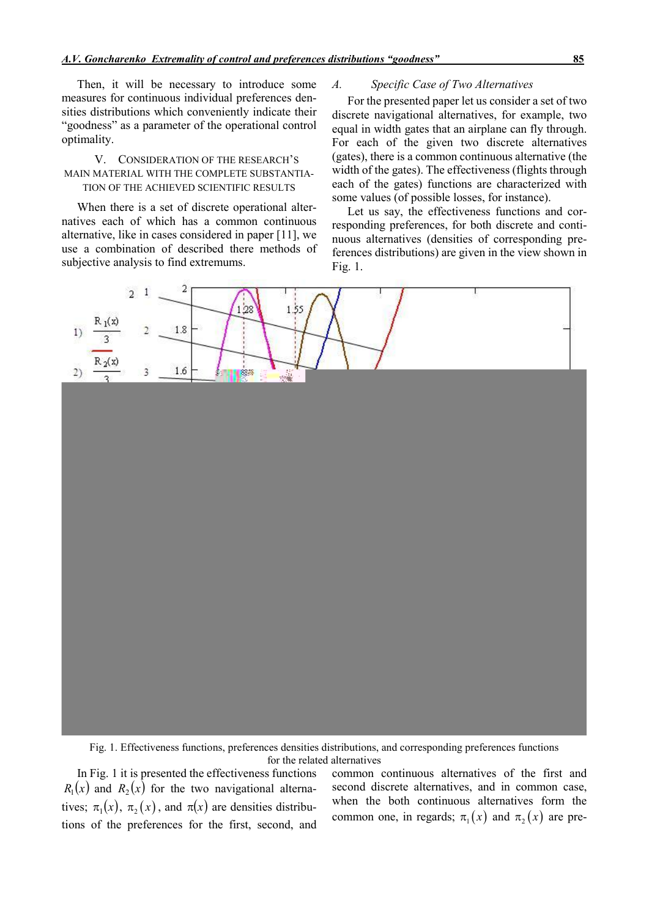Then, it will be necessary to introduce some measures for continuous individual preferences densities distributions which conveniently indicate their "goodness" as a parameter of the operational control optimality.

## V. Consideration of the Research's Main Material with the Complete Substantiation of the Achieved Scientific Results

When there is a set of discrete operational alternatives each of which has a common continuous alternative, like in cases considered in paper [11], we use a combination of described there methods of subjective analysis to find extremums.

### A. Specific Case of Two Alternatives

For the presented paper let us consider a set of two discrete navigational alternatives, for example, two equal in width gates that an airplane can fly through. For each of the given two discrete alternatives (gates), there is a common continuous alternative (the width of the gates). The effectiveness (flights through each of the gates) functions are characterized with some values (of possible losses, for instance).

Let us say, the effectiveness functions and corresponding preferences, for both discrete and continuous alternatives (densities of corresponding preferences distributions) are given in the view shown in Fig. 1.

Fig. 1. Effectiveness functions, preferences densities distributions, and corresponding preferences functions for the related alternatives

In Fig. 1 it is presented the effectiveness functions $R_1(x)$ and $R_2(x)$ for the two navigational alternatives; $\pi_1(x)$, $\pi_2(x)$, and $\pi(x)$ are densities distributions of the preferences for the first, second, and common continuous alternatives of the first and second discrete alternatives, and in common case, when the both continuous alternatives form the common one, in regards; $\pi_1(x)$ and $\pi_2(x)$ are pre-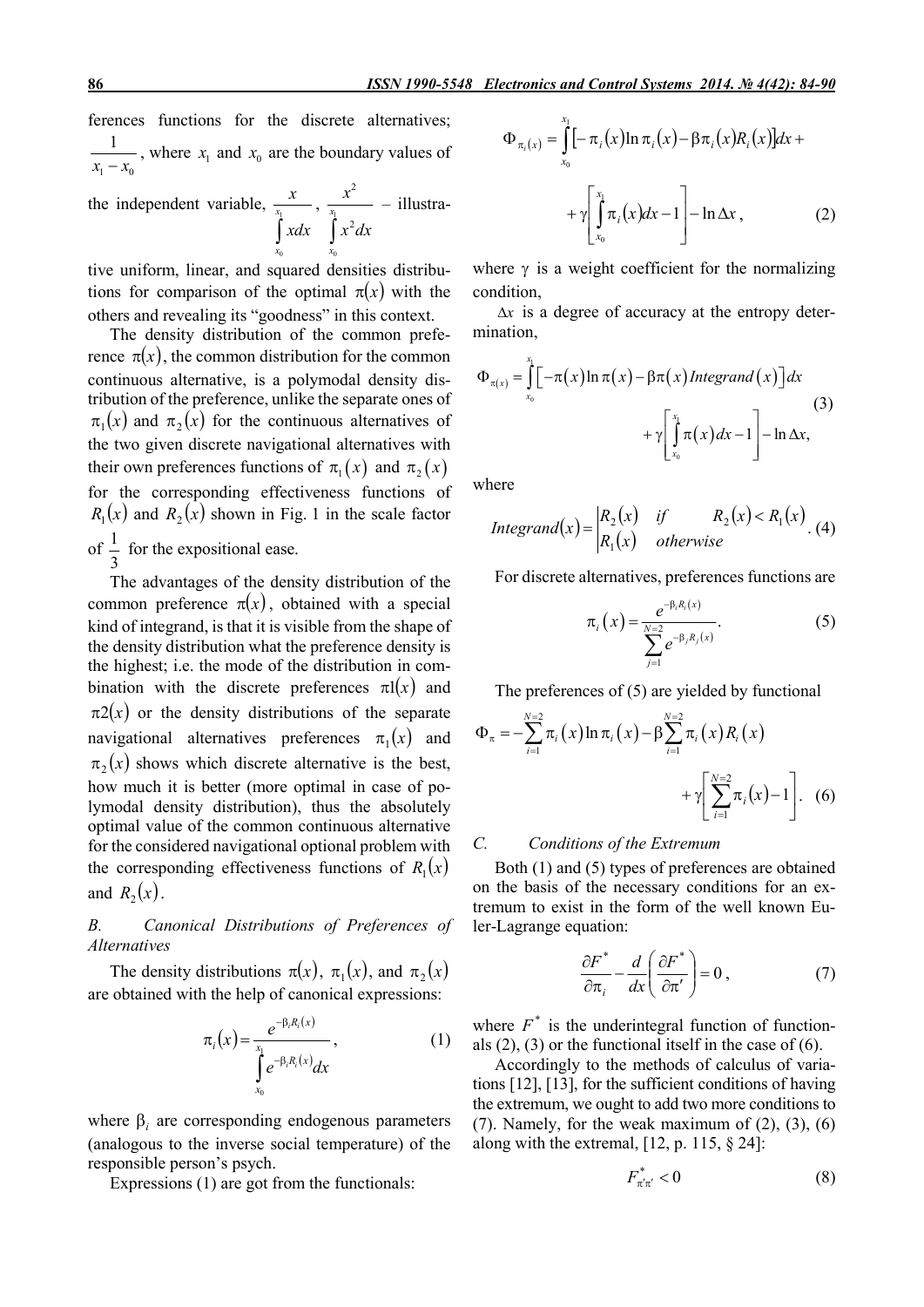ferences functions for the discrete alternatives; $\frac{1}{x_1 - x_0}$, where $x_1$ and $x_0$ are the boundary values of the independent variable, $\frac{x}{\int_{x_0}^{x_1} x dx}$, $\frac{x^2}{\int_{x_0}^{x_1} x^2 dx}$ – illustrative uniform, linear, and squared densities distributions for comparison of the optimal $\pi(x)$ with the others and revealing its "goodness" in this context.

The density distribution of the common preference $\pi(x)$, the common distribution for the common continuous alternative, is a polymodal density distribution of the preference, unlike the separate ones of $\pi_1(x)$ and $\pi_2(x)$ for the continuous alternatives of the two given discrete navigational alternatives with their own preferences functions of $\pi_1(x)$ and $\pi_2(x)$ for the corresponding effectiveness functions of $R_1(x)$ and $R_2(x)$ shown in Fig. 1 in the scale factor of $\frac{1}{3}$ for the expositional ease.

The advantages of the density distribution of the common preference $\pi(x)$, obtained with a special kind of integrand, is that it is visible from the shape of the density distribution what the preference density is the highest; i.e. the mode of the distribution in combination with the discrete preferences $\pi 1(x)$ and $\pi 2(x)$ or the density distributions of the separate navigational alternatives preferences $\pi_1(x)$ and $\pi_2(x)$ shows which discrete alternative is the best, how much it is better (more optimal in case of polymodal density distribution), thus the absolutely optimal value of the common continuous alternative for the considered navigational optional problem with the corresponding effectiveness functions of $R_1(x)$ and $R_2(x)$.

### B. Canonical Distributions of Preferences of Alternatives

The density distributions $\pi(x)$, $\pi_1(x)$, and $\pi_2(x)$ are obtained with the help of canonical expressions:

$$\pi_i(x) = \frac{e^{-\beta_i R_i(x)}}{\int_{x_0}^{x_1} e^{-\beta_i R_i(x)} dx}, \tag{1}$$

where $\beta_i$ are corresponding endogenous parameters (analogous to the inverse social temperature) of the responsible person's psych.

Expressions (1) are got from the functionals:

$$\Phi_{\pi_i(x)} = \int_{x_0}^{x_1} \left[ -\pi_i(x) \ln \pi_i(x) - \beta \pi_i(x) R_i(x) \right] dx + \gamma \left[ \int_{x_0}^{x_1} \pi_i(x) dx - 1 \right] - \ln \Delta x, \tag{2}$$

where $\gamma$ is a weight coefficient for the normalizing condition,

$\Delta x$ is a degree of accuracy at the entropy determination,

$$\Phi_{\pi(x)} = \int_{x_0}^{x_1} \left[ -\pi(x) \ln \pi(x) - \beta \pi(x) Integrand(x) \right] dx + \gamma \left[ \int_{x_0}^{x_1} \pi(x) dx - 1 \right] - \ln \Delta x, \tag{3}$$

where

$$Integrand(x) = \begin{vmatrix} R_2(x) & if & R_2(x) < R_1(x) \\ R_1(x) & otherwise & \end{vmatrix}. \tag{4}$$

For discrete alternatives, preferences functions are

$$\pi_i(x) = \frac{e^{-\beta_i R_i(x)}}{\sum_{j=1}^{N=2} e^{-\beta_j R_j(x)}}. \tag{5}$$

The preferences of (5) are yielded by functional

$$\Phi_\pi = -\sum_{i=1}^{N=2} \pi_i(x) \ln \pi_i(x) - \beta \sum_{i=1}^{N=2} \pi_i(x) R_i(x) + \gamma \left[ \sum_{i=1}^{N=2} \pi_i(x) - 1 \right]. \tag{6}$$

### C. Conditions of the Extremum

Both (1) and (5) types of preferences are obtained on the basis of the necessary conditions for an extremum to exist in the form of the well known Euler-Lagrange equation:

$$\frac{\partial F^*}{\partial \pi_i} - \frac{d}{dx} \left( \frac{\partial F^*}{\partial \pi'} \right) = 0, \tag{7}$$

where $F^*$ is the underintegral function of functionals (2), (3) or the functional itself in the case of (6).

Accordingly to the methods of calculus of variations [12], [13], for the sufficient conditions of having the extremum, we ought to add two more conditions to (7). Namely, for the weak maximum of (2), (3), (6) along with the extremal, [12, p. 115, § 24]:

$$F^*_{\pi'\pi'} < 0 \tag{8}$$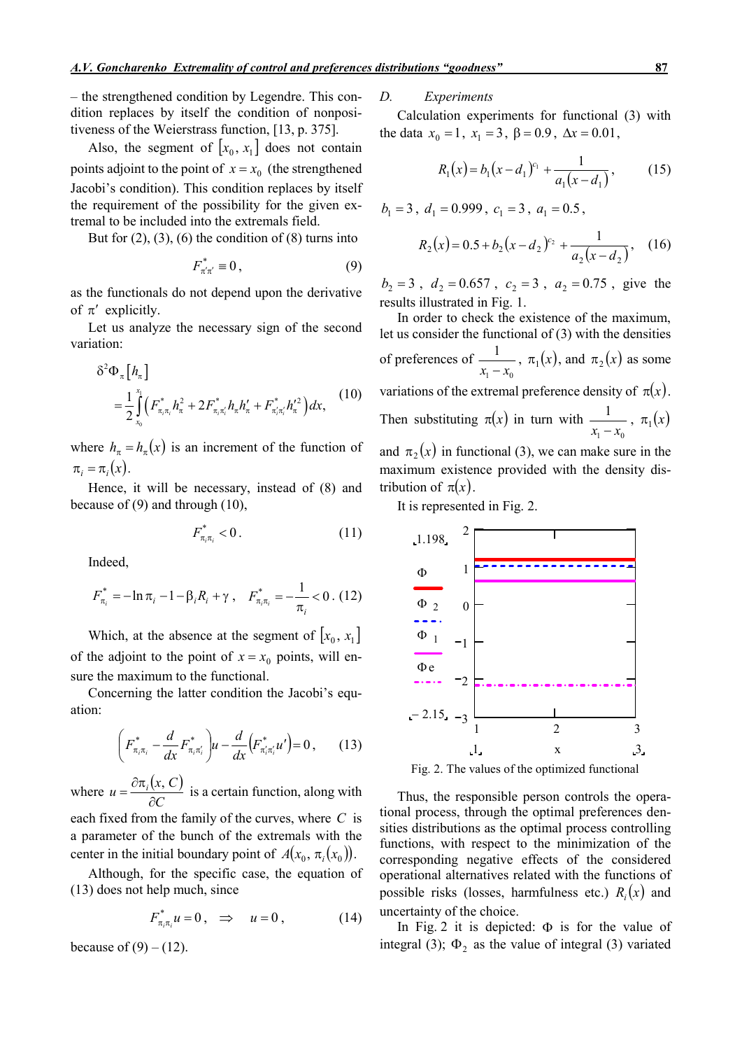– the strengthened condition by Legendre. This condition replaces by itself the condition of nonpositiveness of the Weierstrass function, [13, p. 375].

Also, the segment of $[x_0, x_1]$ does not contain points adjoint to the point of $x = x_0$ (the strengthened Jacobi's condition). This condition replaces by itself the requirement of the possibility for the given extremal to be included into the extremals field.

But for (2), (3), (6) the condition of (8) turns into

$$F^*_{\pi'\pi'} \equiv 0\,, \tag{9}$$

as the functionals do not depend upon the derivative of $\pi'$ explicitly.

Let us analyze the necessary sign of the second variation:

$$\delta^2\Phi_\pi[h_\pi] = \frac{1}{2}\int_{x_0}^{x_1}\left(F^*_{\pi_i\pi_i}h_\pi^2 + 2F^*_{\pi_i\pi'_i}h_\pi h'_\pi + F^*_{\pi'_i\pi'_i}h'^2_\pi\right)dx, \tag{10}$$

where $h_\pi = h_\pi(x)$ is an increment of the function of $\pi_i = \pi_i(x)$.

Hence, it will be necessary, instead of (8) and because of (9) and through (10),

$$F^*_{\pi_i\pi_i} < 0\,. \tag{11}$$

Indeed,

$$F^*_{\pi_i} = -\ln\pi_i - 1 - \beta_i R_i + \gamma\,,\quad F^*_{\pi_i\pi_i} = -\frac{1}{\pi_i} < 0\,. \tag{12}$$

Which, at the absence at the segment of $[x_0, x_1]$ of the adjoint to the point of $x = x_0$ points, will ensure the maximum to the functional.

Concerning the latter condition the Jacobi's equation:

$$\left(F^*_{\pi_i\pi_i} - \frac{d}{dx}F^*_{\pi_i\pi'_i}\right)u - \frac{d}{dx}\left(F^*_{\pi'_i\pi'_i}u'\right) = 0\,, \tag{13}$$

where $u = \dfrac{\partial\pi_i(x, C)}{\partial C}$ is a certain function, along with each fixed from the family of the curves, where $C$ is a parameter of the bunch of the extremals with the center in the initial boundary point of $A(x_0, \pi_i(x_0))$.

Although, for the specific case, the equation of (13) does not help much, since

$$F^*_{\pi_i\pi_i}u = 0\,,\quad \Rightarrow\quad u = 0\,, \tag{14}$$

because of (9) – (12).

*D. Experiments*

Calculation experiments for functional (3) with the data $x_0 = 1$, $x_1 = 3$, $\beta = 0.9$, $\Delta x = 0.01$,

$$R_1(x) = b_1(x - d_1)^{c_1} + \frac{1}{a_1(x - d_1)}\,, \tag{15}$$

$b_1 = 3$, $d_1 = 0.999$, $c_1 = 3$, $a_1 = 0.5$,

$$R_2(x) = 0.5 + b_2(x - d_2)^{c_2} + \frac{1}{a_2(x - d_2)}\,, \tag{16}$$

$b_2 = 3$, $d_2 = 0.657$, $c_2 = 3$, $a_2 = 0.75$, give the results illustrated in Fig. 1.

In order to check the existence of the maximum, let us consider the functional of (3) with the densities of preferences of $\dfrac{1}{x_1 - x_0}$, $\pi_1(x)$, and $\pi_2(x)$ as some variations of the extremal preference density of $\pi(x)$. Then substituting $\pi(x)$ in turn with $\dfrac{1}{x_1 - x_0}$, $\pi_1(x)$ and $\pi_2(x)$ in functional (3), we can make sure in the maximum existence provided with the density distribution of $\pi(x)$.

It is represented in Fig. 2.

Fig. 2. The values of the optimized functional

Thus, the responsible person controls the operational process, through the optimal preferences densities distributions as the optimal process controlling functions, with respect to the minimization of the corresponding negative effects of the considered operational alternatives related with the functions of possible risks (losses, harmfulness etc.) $R_i(x)$ and uncertainty of the choice.

In Fig. 2 it is depicted: $\Phi$ is for the value of integral (3); $\Phi_2$ as the value of integral (3) variated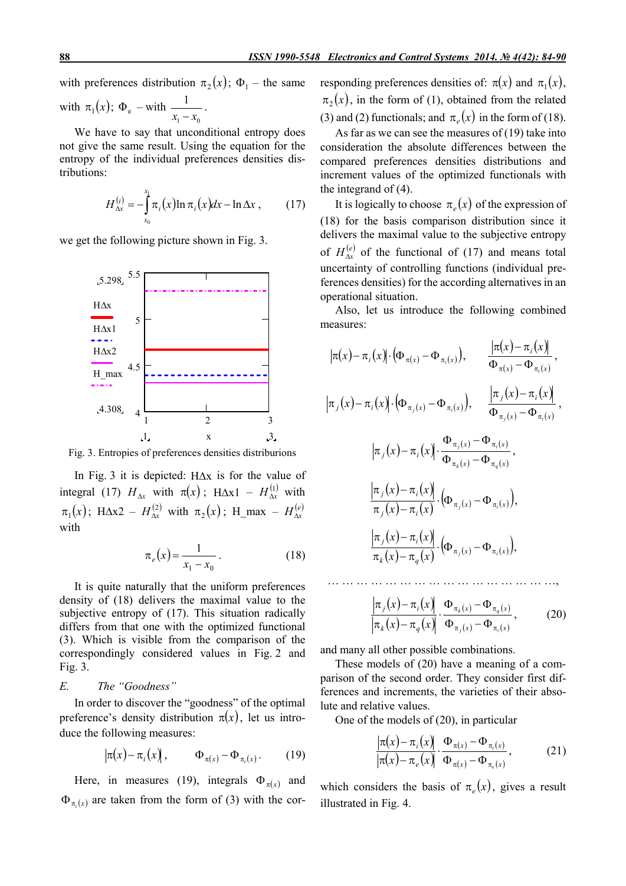with preferences distribution $\pi_2(x)$; $\Phi_1$ – the same with $\pi_1(x)$; $\Phi_e$ – with $\dfrac{1}{x_1 - x_0}$.

We have to say that unconditional entropy does not give the same result. Using the equation for the entropy of the individual preferences densities distributions:

$$H_{\Delta x}^{(i)} = -\int_{x_0}^{x_1} \pi_i(x) \ln \pi_i(x) dx - \ln \Delta x\,, \qquad (17)$$

we get the following picture shown in Fig. 3.

Fig. 3. Entropies of preferences densities distriburions

In Fig. 3 it is depicted: HΔx is for the value of integral (17) $H_{\Delta x}$ with $\pi(x)$; HΔx1 – $H_{\Delta x}^{(1)}$ with $\pi_1(x)$; HΔx2 – $H_{\Delta x}^{(2)}$ with $\pi_2(x)$; H_max – $H_{\Delta x}^{(e)}$ with

$$\pi_e(x) = \frac{1}{x_1 - x_0}\,. \qquad (18)$$

It is quite naturally that the uniform preferences density of (18) delivers the maximal value to the subjective entropy of (17). This situation radically differs from that one with the optimized functional (3). Which is visible from the comparison of the correspondingly considered values in Fig. 2 and Fig. 3.

### E. The "Goodness"

In order to discover the "goodness" of the optimal preference's density distribution $\pi(x)$, let us introduce the following measures:

$$\left|\pi(x) - \pi_i(x)\right|\,, \qquad \Phi_{\pi(x)} - \Phi_{\pi_i(x)}\,. \qquad (19)$$

Here, in measures (19), integrals $\Phi_{\pi(x)}$ and $\Phi_{\pi_i(x)}$ are taken from the form of (3) with the corresponding preferences densities of: $\pi(x)$ and $\pi_1(x)$, $\pi_2(x)$, in the form of (1), obtained from the related (3) and (2) functionals; and $\pi_e(x)$ in the form of (18).

As far as we can see the measures of (19) take into consideration the absolute differences between the compared preferences densities distributions and increment values of the optimized functionals with the integrand of (4).

It is logically to choose $\pi_e(x)$ of the expression of (18) for the basis comparison distribution since it delivers the maximal value to the subjective entropy of $H_{\Delta x}^{(e)}$ of the functional of (17) and means total uncertainty of controlling functions (individual preferences densities) for the according alternatives in an operational situation.

Also, let us introduce the following combined measures:

$$\left|\pi(x) - \pi_i(x)\right| \cdot \left(\Phi_{\pi(x)} - \Phi_{\pi_i(x)}\right), \qquad \frac{\left|\pi(x) - \pi_i(x)\right|}{\Phi_{\pi(x)} - \Phi_{\pi_i(x)}}\,,$$

$$\left|\pi_j(x) - \pi_i(x)\right| \cdot \left(\Phi_{\pi_j(x)} - \Phi_{\pi_i(x)}\right), \qquad \frac{\left|\pi_j(x) - \pi_i(x)\right|}{\Phi_{\pi_j(x)} - \Phi_{\pi_i(x)}}\,,$$

$$\left|\pi_j(x) - \pi_i(x)\right| \cdot \frac{\Phi_{\pi_j(x)} - \Phi_{\pi_i(x)}}{\Phi_{\pi_k(x)} - \Phi_{\pi_q(x)}}\,,$$

$$\frac{\left|\pi_j(x) - \pi_i(x)\right|}{\pi_j(x) - \pi_i(x)} \cdot \left(\Phi_{\pi_j(x)} - \Phi_{\pi_i(x)}\right),$$

$$\frac{\left|\pi_j(x) - \pi_i(x)\right|}{\pi_k(x) - \pi_q(x)} \cdot \left(\Phi_{\pi_j(x)} - \Phi_{\pi_i(x)}\right),$$

… … … … … … … … … … … … … … … … …,

$$\frac{\left|\pi_j(x) - \pi_i(x)\right|}{\left|\pi_k(x) - \pi_q(x)\right|} \cdot \frac{\Phi_{\pi_k(x)} - \Phi_{\pi_q(x)}}{\Phi_{\pi_j(x)} - \Phi_{\pi_i(x)}}\,, \qquad (20)$$

and many all other possible combinations.

These models of (20) have a meaning of a comparison of the second order. They consider first differences and increments, the varieties of their absolute and relative values.

One of the models of (20), in particular

$$\frac{\left|\pi(x) - \pi_i(x)\right|}{\left|\pi(x) - \pi_e(x)\right|} \cdot \frac{\Phi_{\pi(x)} - \Phi_{\pi_i(x)}}{\Phi_{\pi(x)} - \Phi_{\pi_e(x)}}\,, \qquad (21)$$

which considers the basis of $\pi_e(x)$, gives a result illustrated in Fig. 4.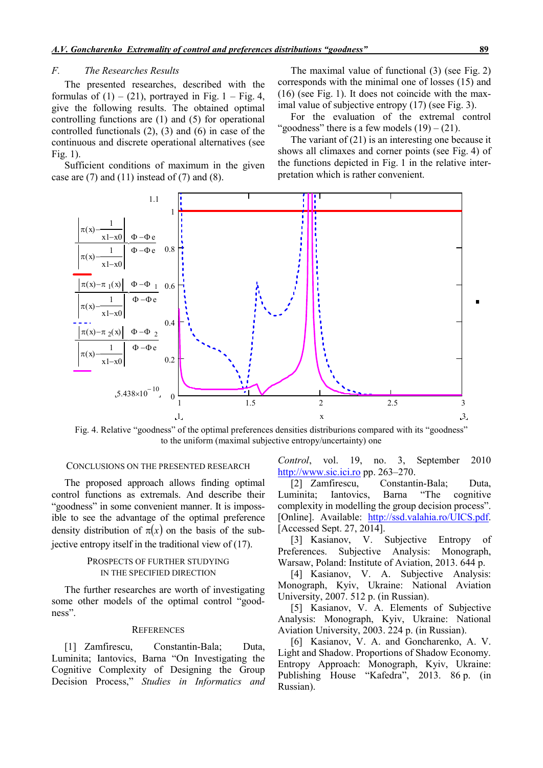### F. The Researches Results

The presented researches, described with the formulas of (1) – (21), portrayed in Fig. 1 – Fig. 4, give the following results. The obtained optimal controlling functions are (1) and (5) for operational controlled functionals (2), (3) and (6) in case of the continuous and discrete operational alternatives (see Fig. 1).

Sufficient conditions of maximum in the given case are (7) and (11) instead of (7) and (8).

The maximal value of functional (3) (see Fig. 2) corresponds with the minimal one of losses (15) and (16) (see Fig. 1). It does not coincide with the maximal value of subjective entropy (17) (see Fig. 3).

For the evaluation of the extremal control "goodness" there is a few models (19) – (21).

The variant of (21) is an interesting one because it shows all climaxes and corner points (see Fig. 4) of the functions depicted in Fig. 1 in the relative interpretation which is rather convenient.

Fig. 4. Relative "goodness" of the optimal preferences densities distriburions compared with its "goodness" to the uniform (maximal subjective entropy/uncertainty) one

## Conclusions on the Presented Research

The proposed approach allows finding optimal control functions as extremals. And describe their "goodness" in some convenient manner. It is impossible to see the advantage of the optimal preference density distribution of $\pi(x)$ on the basis of the subjective entropy itself in the traditional view of (17).

## Prospects of Further Studying in the Specified Direction

The further researches are worth of investigating some other models of the optimal control "goodness".

## References

[1] Zamfirescu, Constantin-Bala; Duta, Luminita; Iantovics, Barna "On Investigating the Cognitive Complexity of Designing the Group Decision Process," *Studies in Informatics and Control*, vol. 19, no. 3, September 2010 http://www.sic.ici.ro pp. 263–270.

[2] Zamfirescu, Constantin-Bala; Duta, Luminita; Iantovics, Barna "The cognitive complexity in modelling the group decision process". [Online]. Available: http://ssd.valahia.ro/UICS.pdf. [Accessed Sept. 27, 2014].

[3] Kasianov, V. Subjective Entropy of Preferences. Subjective Analysis: Monograph, Warsaw, Poland: Institute of Aviation, 2013. 644 p.

[4] Kasianov, V. A. Subjective Analysis: Monograph, Kyiv, Ukraine: National Aviation University, 2007. 512 p. (in Russian).

[5] Kasianov, V. A. Elements of Subjective Analysis: Monograph, Kyiv, Ukraine: National Aviation University, 2003. 224 p. (in Russian).

[6] Kasianov, V. A. and Goncharenko, A. V. Light and Shadow. Proportions of Shadow Economy. Entropy Approach: Monograph, Kyiv, Ukraine: Publishing House "Kafedra", 2013. 86 p. (in Russian).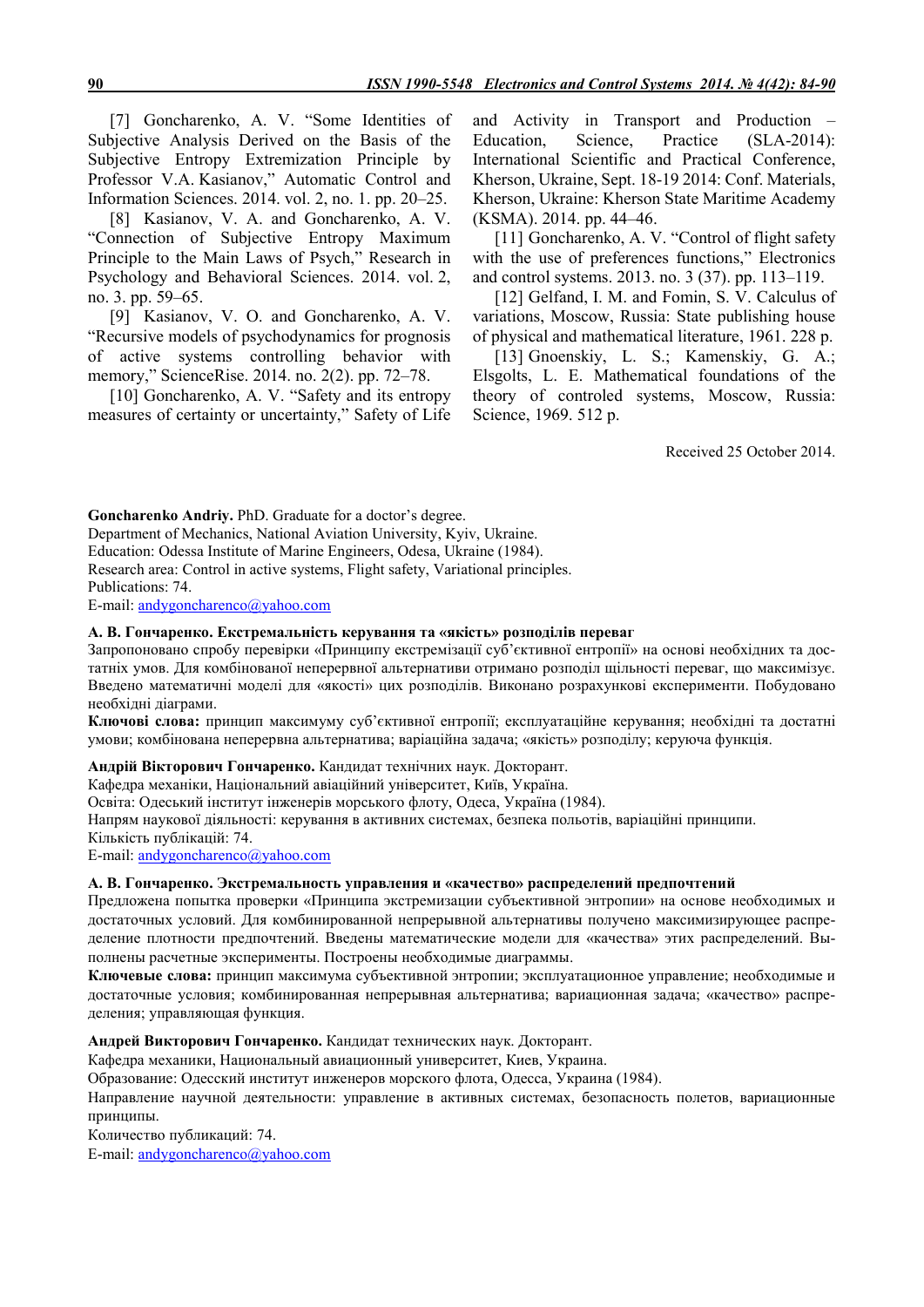[7] Goncharenko, A. V. "Some Identities of Subjective Analysis Derived on the Basis of the Subjective Entropy Extremization Principle by Professor V.A. Kasianov," Automatic Control and Information Sciences. 2014. vol. 2, no. 1. pp. 20–25.

[8] Kasianov, V. A. and Goncharenko, A. V. "Connection of Subjective Entropy Maximum Principle to the Main Laws of Psych," Research in Psychology and Behavioral Sciences. 2014. vol. 2, no. 3. pp. 59–65.

[9] Kasianov, V. O. and Goncharenko, A. V. "Recursive models of psychodynamics for prognosis of active systems controlling behavior with memory," ScienceRise. 2014. no. 2(2). pp. 72–78.

[10] Goncharenko, A. V. "Safety and its entropy measures of certainty or uncertainty," Safety of Life and Activity in Transport and Production – Education, Science, Practice (SLA-2014): International Scientific and Practical Conference, Kherson, Ukraine, Sept. 18-19 2014: Conf. Materials, Kherson, Ukraine: Kherson State Maritime Academy (KSMA). 2014. pp. 44–46.

[11] Goncharenko, A. V. "Control of flight safety with the use of preferences functions," Electronics and control systems. 2013. no. 3 (37). pp. 113–119.

[12] Gelfand, I. M. and Fomin, S. V. Calculus of variations, Moscow, Russia: State publishing house of physical and mathematical literature, 1961. 228 p.

[13] Gnoenskiy, L. S.; Kamenskiy, G. A.; Elsgolts, L. E. Mathematical foundations of the theory of controled systems, Moscow, Russia: Science, 1969. 512 p.

Received 25 October 2014.

**Goncharenko Andriy.** PhD. Graduate for a doctor's degree.
Department of Mechanics, National Aviation University, Kyiv, Ukraine.
Education: Odessa Institute of Marine Engineers, Odesa, Ukraine (1984).
Research area: Control in active systems, Flight safety, Variational principles.
Publications: 74.
E-mail: andygoncharenco@yahoo.com

**А. В. Гончаренко. Екстремальність керування та «якість» розподілів переваг**

Запропоновано спробу перевірки «Принципу екстремізації суб'єктивної ентропії» на основі необхідних та достатніх умов. Для комбінованої неперервної альтернативи отримано розподіл щільності переваг, що максимізує. Введено математичні моделі для «якості» цих розподілів. Виконано розрахункові експерименти. Побудовано необхідні діаграми.

**Ключові слова:** принцип максимуму суб'єктивної ентропії; експлуатаційне керування; необхідні та достатні умови; комбінована неперервна альтернатива; варіаційна задача; «якість» розподілу; керуюча функція.

**Андрій Вікторович Гончаренко.** Кандидат технічних наук. Докторант.
Кафедра механіки, Національний авіаційний університет, Київ, Україна.
Освіта: Одеський інститут інженерів морського флоту, Одеса, Україна (1984).
Напрям наукової діяльності: керування в активних системах, безпека польотів, варіаційні принципи.
Кількість публікацій: 74.
E-mail: andygoncharenco@yahoo.com

**А. В. Гончаренко. Экстремальность управления и «качество» распределений предпочтений**

Предложена попытка проверки «Принципа экстремизации субъективной энтропии» на основе необходимых и достаточных условий. Для комбинированной непрерывной альтернативы получено максимизирующее распределение плотности предпочтений. Введены математические модели для «качества» этих распределений. Выполнены расчетные эксперименты. Построены необходимые диаграммы.

**Ключевые слова:** принцип максимума субъективной энтропии; эксплуатационное управление; необходимые и достаточные условия; комбинированная непрерывная альтернатива; вариационная задача; «качество» распределения; управляющая функция.

**Андрей Викторович Гончаренко.** Кандидат технических наук. Докторант.
Кафедра механики, Национальный авиационный университет, Киев, Украина.
Образование: Одесский институт инженеров морского флота, Одесса, Украина (1984).
Направление научной деятельности: управление в активных системах, безопасность полетов, вариационные принципы.
Количество публикаций: 74.
E-mail: andygoncharenco@yahoo.com